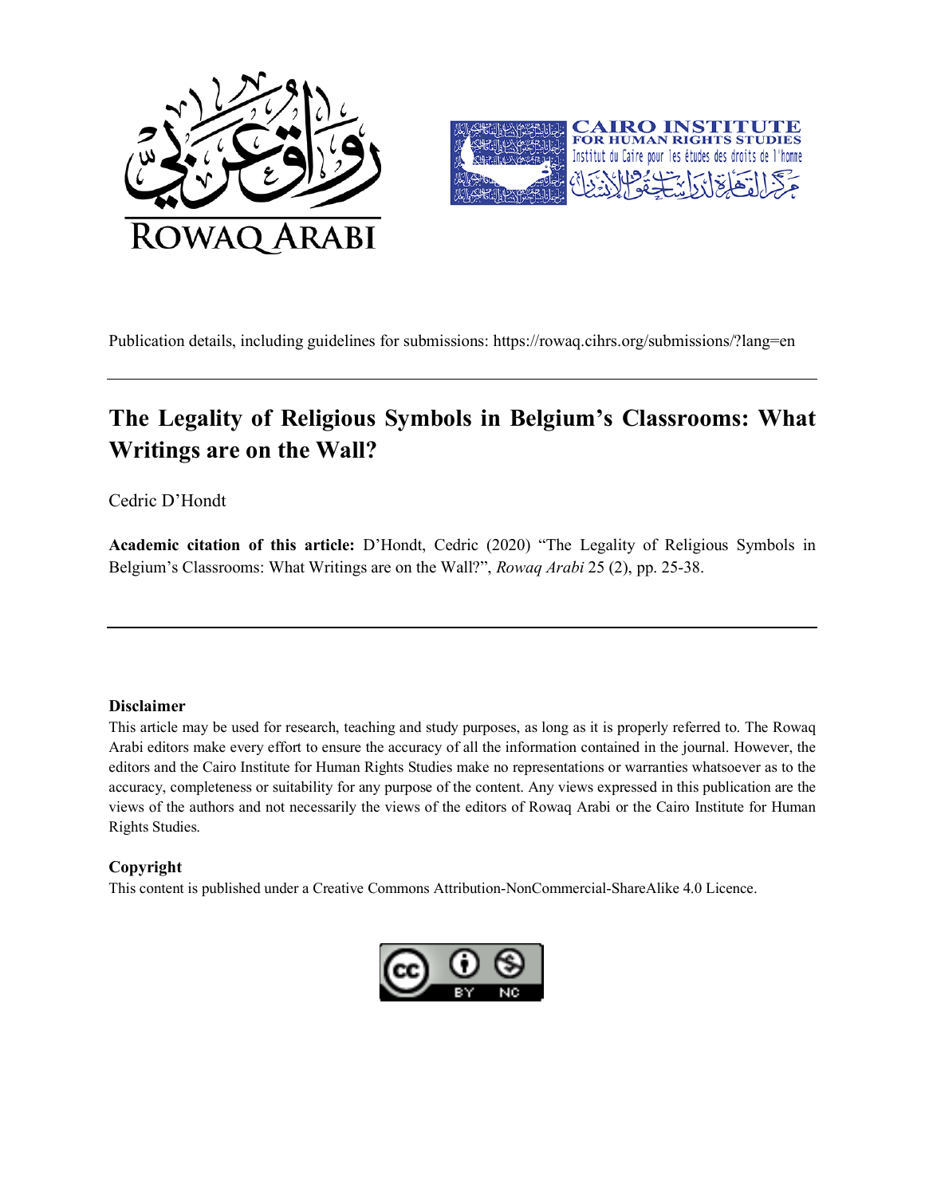Publication details, including guidelines for submissions: https://rowaq.cihrs.org/submissions/?lang=en

# The Legality of Religious Symbols in Belgium's Classrooms: What Writings are on the Wall?

Cedric D'Hondt

**Academic citation of this article:** D'Hondt, Cedric (2020) "The Legality of Religious Symbols in Belgium's Classrooms: What Writings are on the Wall?", *Rowaq Arabi* 25 (2), pp. 25-38.

### Disclaimer

This article may be used for research, teaching and study purposes, as long as it is properly referred to. The Rowaq Arabi editors make every effort to ensure the accuracy of all the information contained in the journal. However, the editors and the Cairo Institute for Human Rights Studies make no representations or warranties whatsoever as to the accuracy, completeness or suitability for any purpose of the content. Any views expressed in this publication are the views of the authors and not necessarily the views of the editors of Rowaq Arabi or the Cairo Institute for Human Rights Studies.

### Copyright

This content is published under a Creative Commons Attribution-NonCommercial-ShareAlike 4.0 Licence.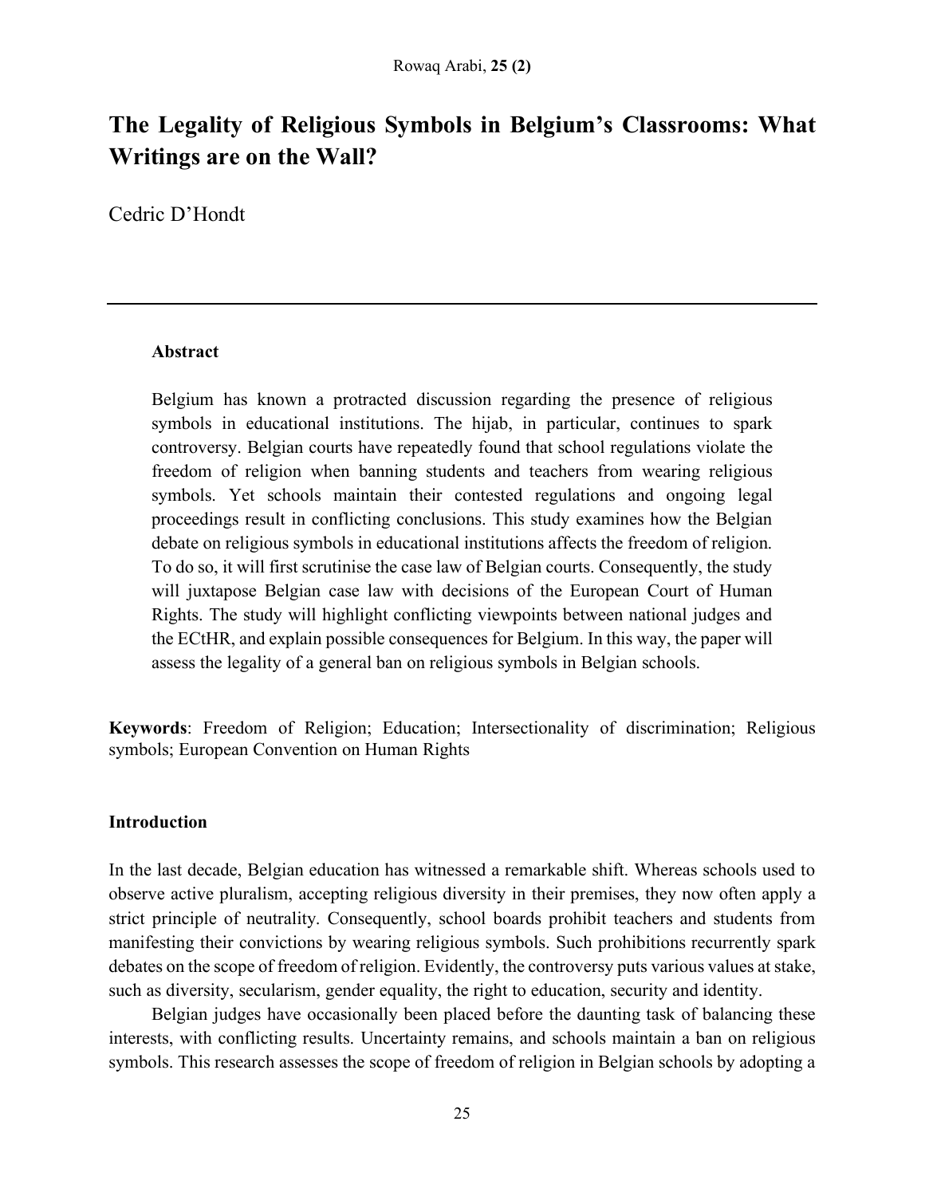# The Legality of Religious Symbols in Belgium's Classrooms: What Writings are on the Wall?

Cedric D'Hondt

---

**Abstract**

Belgium has known a protracted discussion regarding the presence of religious symbols in educational institutions. The hijab, in particular, continues to spark controversy. Belgian courts have repeatedly found that school regulations violate the freedom of religion when banning students and teachers from wearing religious symbols. Yet schools maintain their contested regulations and ongoing legal proceedings result in conflicting conclusions. This study examines how the Belgian debate on religious symbols in educational institutions affects the freedom of religion. To do so, it will first scrutinise the case law of Belgian courts. Consequently, the study will juxtapose Belgian case law with decisions of the European Court of Human Rights. The study will highlight conflicting viewpoints between national judges and the ECtHR, and explain possible consequences for Belgium. In this way, the paper will assess the legality of a general ban on religious symbols in Belgian schools.

**Keywords**: Freedom of Religion; Education; Intersectionality of discrimination; Religious symbols; European Convention on Human Rights

## Introduction

In the last decade, Belgian education has witnessed a remarkable shift. Whereas schools used to observe active pluralism, accepting religious diversity in their premises, they now often apply a strict principle of neutrality. Consequently, school boards prohibit teachers and students from manifesting their convictions by wearing religious symbols. Such prohibitions recurrently spark debates on the scope of freedom of religion. Evidently, the controversy puts various values at stake, such as diversity, secularism, gender equality, the right to education, security and identity.

Belgian judges have occasionally been placed before the daunting task of balancing these interests, with conflicting results. Uncertainty remains, and schools maintain a ban on religious symbols. This research assesses the scope of freedom of religion in Belgian schools by adopting a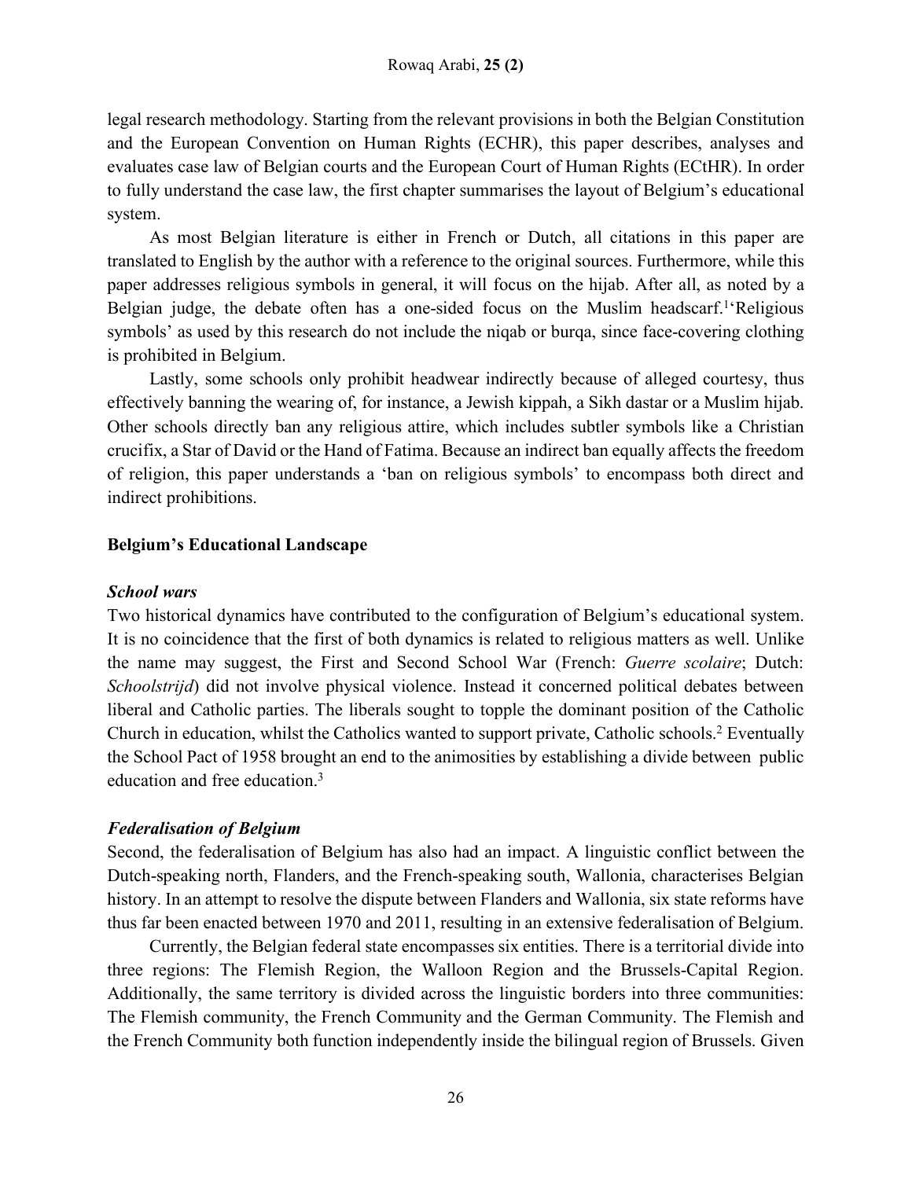legal research methodology. Starting from the relevant provisions in both the Belgian Constitution and the European Convention on Human Rights (ECHR), this paper describes, analyses and evaluates case law of Belgian courts and the European Court of Human Rights (ECtHR). In order to fully understand the case law, the first chapter summarises the layout of Belgium's educational system.

As most Belgian literature is either in French or Dutch, all citations in this paper are translated to English by the author with a reference to the original sources. Furthermore, while this paper addresses religious symbols in general, it will focus on the hijab. After all, as noted by a Belgian judge, the debate often has a one-sided focus on the Muslim headscarf.[1] 'Religious symbols' as used by this research do not include the niqab or burqa, since face-covering clothing is prohibited in Belgium.

Lastly, some schools only prohibit headwear indirectly because of alleged courtesy, thus effectively banning the wearing of, for instance, a Jewish kippah, a Sikh dastar or a Muslim hijab. Other schools directly ban any religious attire, which includes subtler symbols like a Christian crucifix, a Star of David or the Hand of Fatima. Because an indirect ban equally affects the freedom of religion, this paper understands a 'ban on religious symbols' to encompass both direct and indirect prohibitions.

## Belgium's Educational Landscape

### *School wars*

Two historical dynamics have contributed to the configuration of Belgium's educational system. It is no coincidence that the first of both dynamics is related to religious matters as well. Unlike the name may suggest, the First and Second School War (French: *Guerre scolaire*; Dutch: *Schoolstrijd*) did not involve physical violence. Instead it concerned political debates between liberal and Catholic parties. The liberals sought to topple the dominant position of the Catholic Church in education, whilst the Catholics wanted to support private, Catholic schools.[2] Eventually the School Pact of 1958 brought an end to the animosities by establishing a divide between public education and free education.[3]

### *Federalisation of Belgium*

Second, the federalisation of Belgium has also had an impact. A linguistic conflict between the Dutch-speaking north, Flanders, and the French-speaking south, Wallonia, characterises Belgian history. In an attempt to resolve the dispute between Flanders and Wallonia, six state reforms have thus far been enacted between 1970 and 2011, resulting in an extensive federalisation of Belgium.

Currently, the Belgian federal state encompasses six entities. There is a territorial divide into three regions: The Flemish Region, the Walloon Region and the Brussels-Capital Region. Additionally, the same territory is divided across the linguistic borders into three communities: The Flemish community, the French Community and the German Community. The Flemish and the French Community both function independently inside the bilingual region of Brussels. Given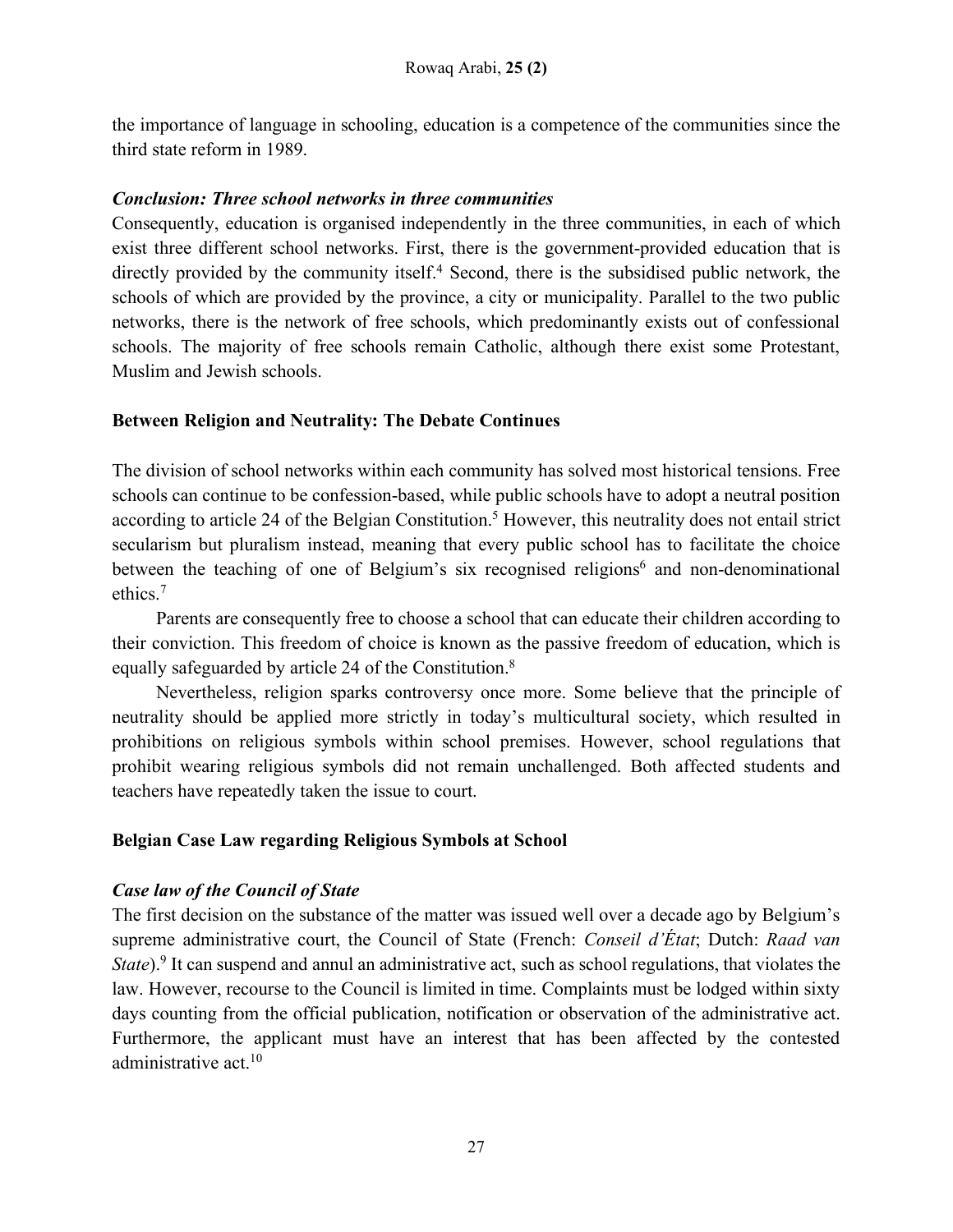the importance of language in schooling, education is a competence of the communities since the third state reform in 1989.

### *Conclusion: Three school networks in three communities*

Consequently, education is organised independently in the three communities, in each of which exist three different school networks. First, there is the government-provided education that is directly provided by the community itself.[4] Second, there is the subsidised public network, the schools of which are provided by the province, a city or municipality. Parallel to the two public networks, there is the network of free schools, which predominantly exists out of confessional schools. The majority of free schools remain Catholic, although there exist some Protestant, Muslim and Jewish schools.

## Between Religion and Neutrality: The Debate Continues

The division of school networks within each community has solved most historical tensions. Free schools can continue to be confession-based, while public schools have to adopt a neutral position according to article 24 of the Belgian Constitution.[5] However, this neutrality does not entail strict secularism but pluralism instead, meaning that every public school has to facilitate the choice between the teaching of one of Belgium's six recognised religions[6] and non-denominational ethics.[7]

Parents are consequently free to choose a school that can educate their children according to their conviction. This freedom of choice is known as the passive freedom of education, which is equally safeguarded by article 24 of the Constitution.[8]

Nevertheless, religion sparks controversy once more. Some believe that the principle of neutrality should be applied more strictly in today's multicultural society, which resulted in prohibitions on religious symbols within school premises. However, school regulations that prohibit wearing religious symbols did not remain unchallenged. Both affected students and teachers have repeatedly taken the issue to court.

## Belgian Case Law regarding Religious Symbols at School

### *Case law of the Council of State*

The first decision on the substance of the matter was issued well over a decade ago by Belgium's supreme administrative court, the Council of State (French: *Conseil d'État*; Dutch: *Raad van State*).[9] It can suspend and annul an administrative act, such as school regulations, that violates the law. However, recourse to the Council is limited in time. Complaints must be lodged within sixty days counting from the official publication, notification or observation of the administrative act. Furthermore, the applicant must have an interest that has been affected by the contested administrative act.[10]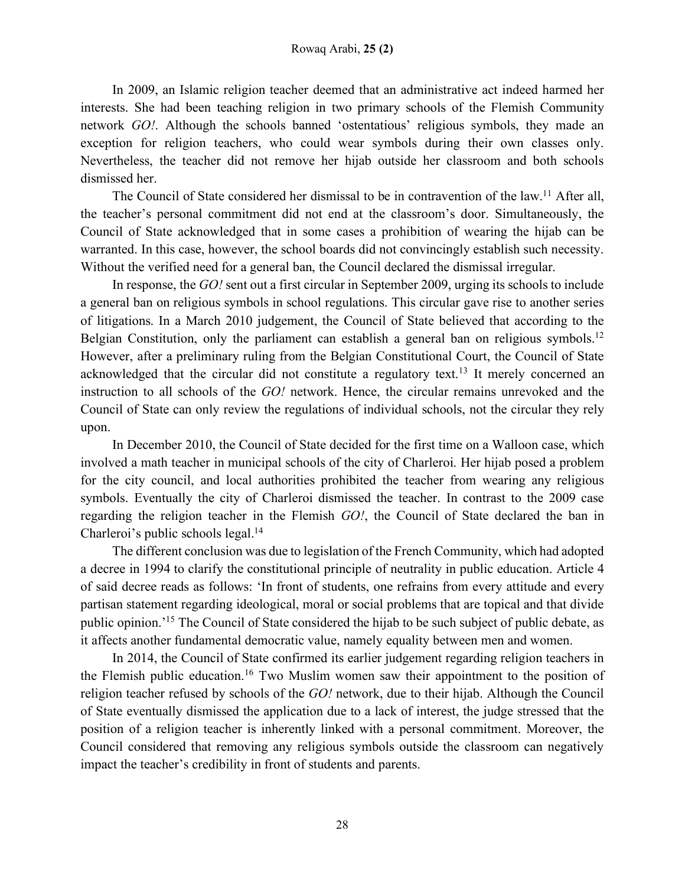In 2009, an Islamic religion teacher deemed that an administrative act indeed harmed her interests. She had been teaching religion in two primary schools of the Flemish Community network *GO!*. Although the schools banned 'ostentatious' religious symbols, they made an exception for religion teachers, who could wear symbols during their own classes only. Nevertheless, the teacher did not remove her hijab outside her classroom and both schools dismissed her.

The Council of State considered her dismissal to be in contravention of the law.[11] After all, the teacher's personal commitment did not end at the classroom's door. Simultaneously, the Council of State acknowledged that in some cases a prohibition of wearing the hijab can be warranted. In this case, however, the school boards did not convincingly establish such necessity. Without the verified need for a general ban, the Council declared the dismissal irregular.

In response, the *GO!* sent out a first circular in September 2009, urging its schools to include a general ban on religious symbols in school regulations. This circular gave rise to another series of litigations. In a March 2010 judgement, the Council of State believed that according to the Belgian Constitution, only the parliament can establish a general ban on religious symbols.[12] However, after a preliminary ruling from the Belgian Constitutional Court, the Council of State acknowledged that the circular did not constitute a regulatory text.[13] It merely concerned an instruction to all schools of the *GO!* network. Hence, the circular remains unrevoked and the Council of State can only review the regulations of individual schools, not the circular they rely upon.

In December 2010, the Council of State decided for the first time on a Walloon case, which involved a math teacher in municipal schools of the city of Charleroi. Her hijab posed a problem for the city council, and local authorities prohibited the teacher from wearing any religious symbols. Eventually the city of Charleroi dismissed the teacher. In contrast to the 2009 case regarding the religion teacher in the Flemish *GO!*, the Council of State declared the ban in Charleroi's public schools legal.[14]

The different conclusion was due to legislation of the French Community, which had adopted a decree in 1994 to clarify the constitutional principle of neutrality in public education. Article 4 of said decree reads as follows: 'In front of students, one refrains from every attitude and every partisan statement regarding ideological, moral or social problems that are topical and that divide public opinion.'[15] The Council of State considered the hijab to be such subject of public debate, as it affects another fundamental democratic value, namely equality between men and women.

In 2014, the Council of State confirmed its earlier judgement regarding religion teachers in the Flemish public education.[16] Two Muslim women saw their appointment to the position of religion teacher refused by schools of the *GO!* network, due to their hijab. Although the Council of State eventually dismissed the application due to a lack of interest, the judge stressed that the position of a religion teacher is inherently linked with a personal commitment. Moreover, the Council considered that removing any religious symbols outside the classroom can negatively impact the teacher's credibility in front of students and parents.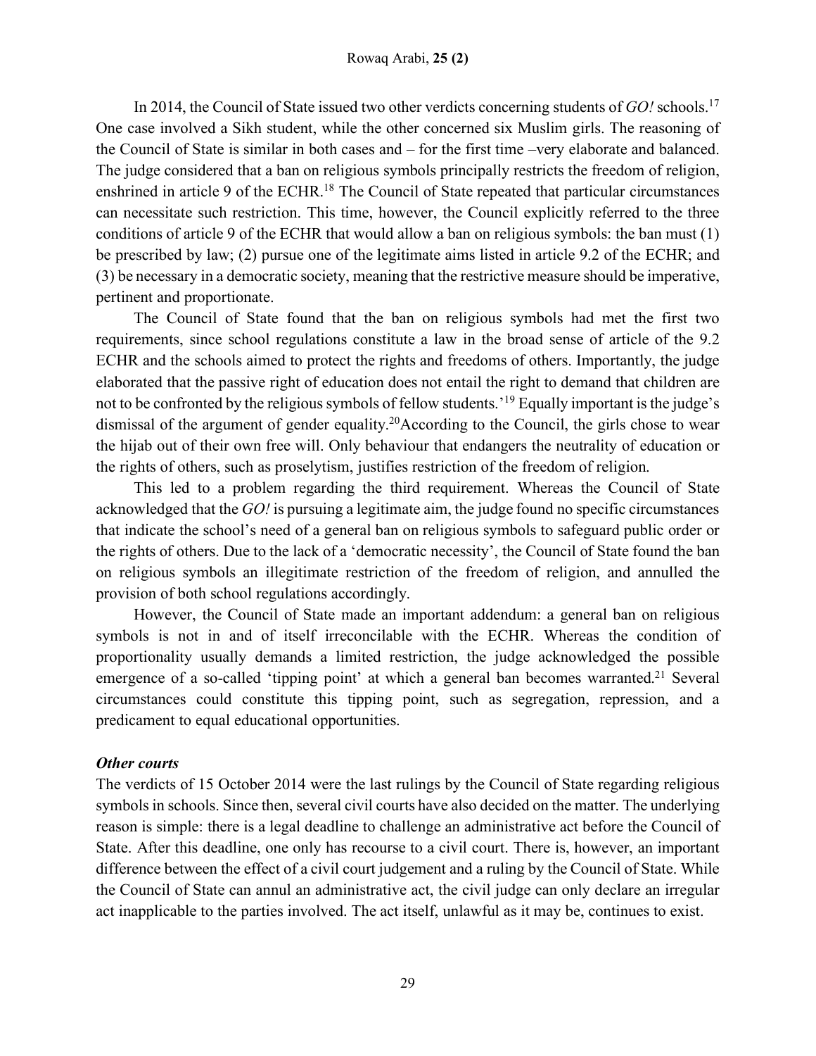In 2014, the Council of State issued two other verdicts concerning students of *GO!* schools.[17] One case involved a Sikh student, while the other concerned six Muslim girls. The reasoning of the Council of State is similar in both cases and – for the first time –very elaborate and balanced. The judge considered that a ban on religious symbols principally restricts the freedom of religion, enshrined in article 9 of the ECHR.[18] The Council of State repeated that particular circumstances can necessitate such restriction. This time, however, the Council explicitly referred to the three conditions of article 9 of the ECHR that would allow a ban on religious symbols: the ban must (1) be prescribed by law; (2) pursue one of the legitimate aims listed in article 9.2 of the ECHR; and (3) be necessary in a democratic society, meaning that the restrictive measure should be imperative, pertinent and proportionate.

The Council of State found that the ban on religious symbols had met the first two requirements, since school regulations constitute a law in the broad sense of article of the 9.2 ECHR and the schools aimed to protect the rights and freedoms of others. Importantly, the judge elaborated that the passive right of education does not entail the right to demand that children are not to be confronted by the religious symbols of fellow students.'[19] Equally important is the judge's dismissal of the argument of gender equality.[20]According to the Council, the girls chose to wear the hijab out of their own free will. Only behaviour that endangers the neutrality of education or the rights of others, such as proselytism, justifies restriction of the freedom of religion.

This led to a problem regarding the third requirement. Whereas the Council of State acknowledged that the *GO!* is pursuing a legitimate aim, the judge found no specific circumstances that indicate the school's need of a general ban on religious symbols to safeguard public order or the rights of others. Due to the lack of a 'democratic necessity', the Council of State found the ban on religious symbols an illegitimate restriction of the freedom of religion, and annulled the provision of both school regulations accordingly.

However, the Council of State made an important addendum: a general ban on religious symbols is not in and of itself irreconcilable with the ECHR. Whereas the condition of proportionality usually demands a limited restriction, the judge acknowledged the possible emergence of a so-called 'tipping point' at which a general ban becomes warranted.[21] Several circumstances could constitute this tipping point, such as segregation, repression, and a predicament to equal educational opportunities.

### *Other courts*

The verdicts of 15 October 2014 were the last rulings by the Council of State regarding religious symbols in schools. Since then, several civil courts have also decided on the matter. The underlying reason is simple: there is a legal deadline to challenge an administrative act before the Council of State. After this deadline, one only has recourse to a civil court. There is, however, an important difference between the effect of a civil court judgement and a ruling by the Council of State. While the Council of State can annul an administrative act, the civil judge can only declare an irregular act inapplicable to the parties involved. The act itself, unlawful as it may be, continues to exist.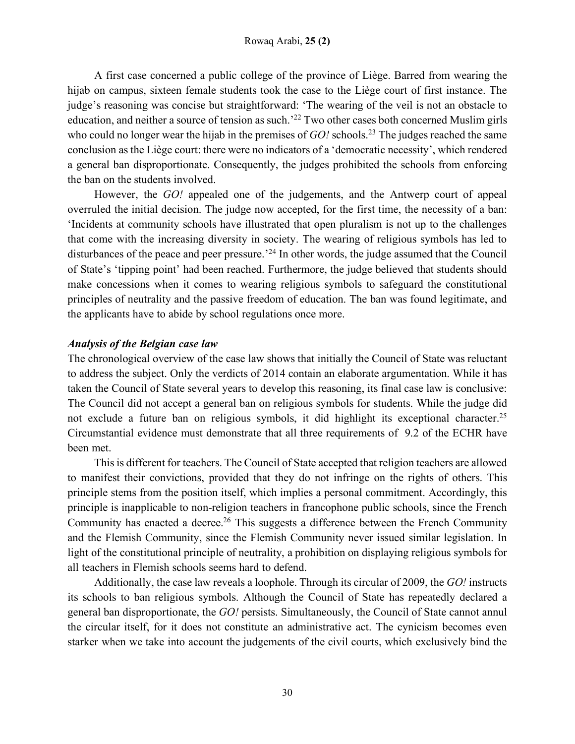A first case concerned a public college of the province of Liège. Barred from wearing the hijab on campus, sixteen female students took the case to the Liège court of first instance. The judge's reasoning was concise but straightforward: 'The wearing of the veil is not an obstacle to education, and neither a source of tension as such.'[22] Two other cases both concerned Muslim girls who could no longer wear the hijab in the premises of *GO!* schools.[23] The judges reached the same conclusion as the Liège court: there were no indicators of a 'democratic necessity', which rendered a general ban disproportionate. Consequently, the judges prohibited the schools from enforcing the ban on the students involved.

However, the *GO!* appealed one of the judgements, and the Antwerp court of appeal overruled the initial decision. The judge now accepted, for the first time, the necessity of a ban: 'Incidents at community schools have illustrated that open pluralism is not up to the challenges that come with the increasing diversity in society. The wearing of religious symbols has led to disturbances of the peace and peer pressure.'[24] In other words, the judge assumed that the Council of State's 'tipping point' had been reached. Furthermore, the judge believed that students should make concessions when it comes to wearing religious symbols to safeguard the constitutional principles of neutrality and the passive freedom of education. The ban was found legitimate, and the applicants have to abide by school regulations once more.

### *Analysis of the Belgian case law*

The chronological overview of the case law shows that initially the Council of State was reluctant to address the subject. Only the verdicts of 2014 contain an elaborate argumentation. While it has taken the Council of State several years to develop this reasoning, its final case law is conclusive: The Council did not accept a general ban on religious symbols for students. While the judge did not exclude a future ban on religious symbols, it did highlight its exceptional character.[25] Circumstantial evidence must demonstrate that all three requirements of 9.2 of the ECHR have been met.

This is different for teachers. The Council of State accepted that religion teachers are allowed to manifest their convictions, provided that they do not infringe on the rights of others. This principle stems from the position itself, which implies a personal commitment. Accordingly, this principle is inapplicable to non-religion teachers in francophone public schools, since the French Community has enacted a decree.[26] This suggests a difference between the French Community and the Flemish Community, since the Flemish Community never issued similar legislation. In light of the constitutional principle of neutrality, a prohibition on displaying religious symbols for all teachers in Flemish schools seems hard to defend.

Additionally, the case law reveals a loophole. Through its circular of 2009, the *GO!* instructs its schools to ban religious symbols. Although the Council of State has repeatedly declared a general ban disproportionate, the *GO!* persists. Simultaneously, the Council of State cannot annul the circular itself, for it does not constitute an administrative act. The cynicism becomes even starker when we take into account the judgements of the civil courts, which exclusively bind the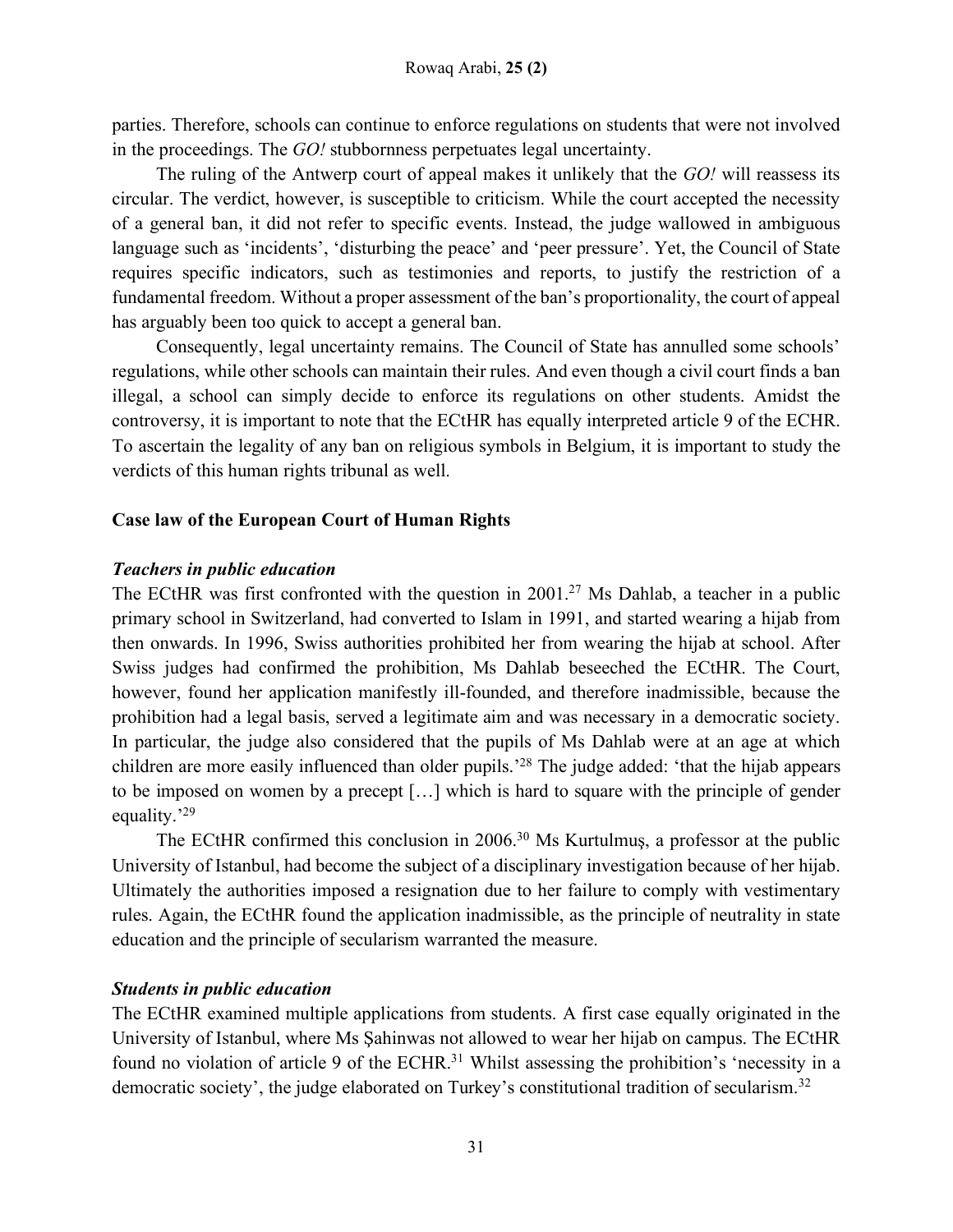parties. Therefore, schools can continue to enforce regulations on students that were not involved in the proceedings. The *GO!* stubbornness perpetuates legal uncertainty.

The ruling of the Antwerp court of appeal makes it unlikely that the *GO!* will reassess its circular. The verdict, however, is susceptible to criticism. While the court accepted the necessity of a general ban, it did not refer to specific events. Instead, the judge wallowed in ambiguous language such as 'incidents', 'disturbing the peace' and 'peer pressure'. Yet, the Council of State requires specific indicators, such as testimonies and reports, to justify the restriction of a fundamental freedom. Without a proper assessment of the ban's proportionality, the court of appeal has arguably been too quick to accept a general ban.

Consequently, legal uncertainty remains. The Council of State has annulled some schools' regulations, while other schools can maintain their rules. And even though a civil court finds a ban illegal, a school can simply decide to enforce its regulations on other students. Amidst the controversy, it is important to note that the ECtHR has equally interpreted article 9 of the ECHR. To ascertain the legality of any ban on religious symbols in Belgium, it is important to study the verdicts of this human rights tribunal as well.

## Case law of the European Court of Human Rights

### *Teachers in public education*

The ECtHR was first confronted with the question in 2001.[27] Ms Dahlab, a teacher in a public primary school in Switzerland, had converted to Islam in 1991, and started wearing a hijab from then onwards. In 1996, Swiss authorities prohibited her from wearing the hijab at school. After Swiss judges had confirmed the prohibition, Ms Dahlab beseeched the ECtHR. The Court, however, found her application manifestly ill-founded, and therefore inadmissible, because the prohibition had a legal basis, served a legitimate aim and was necessary in a democratic society. In particular, the judge also considered that the pupils of Ms Dahlab were at an age at which children are more easily influenced than older pupils.'[28] The judge added: 'that the hijab appears to be imposed on women by a precept […] which is hard to square with the principle of gender equality.'[29]

The ECtHR confirmed this conclusion in 2006.[30] Ms Kurtulmuş, a professor at the public University of Istanbul, had become the subject of a disciplinary investigation because of her hijab. Ultimately the authorities imposed a resignation due to her failure to comply with vestimentary rules. Again, the ECtHR found the application inadmissible, as the principle of neutrality in state education and the principle of secularism warranted the measure.

### *Students in public education*

The ECtHR examined multiple applications from students. A first case equally originated in the University of Istanbul, where Ms Şahinwas not allowed to wear her hijab on campus. The ECtHR found no violation of article 9 of the ECHR.[31] Whilst assessing the prohibition's 'necessity in a democratic society', the judge elaborated on Turkey's constitutional tradition of secularism.[32]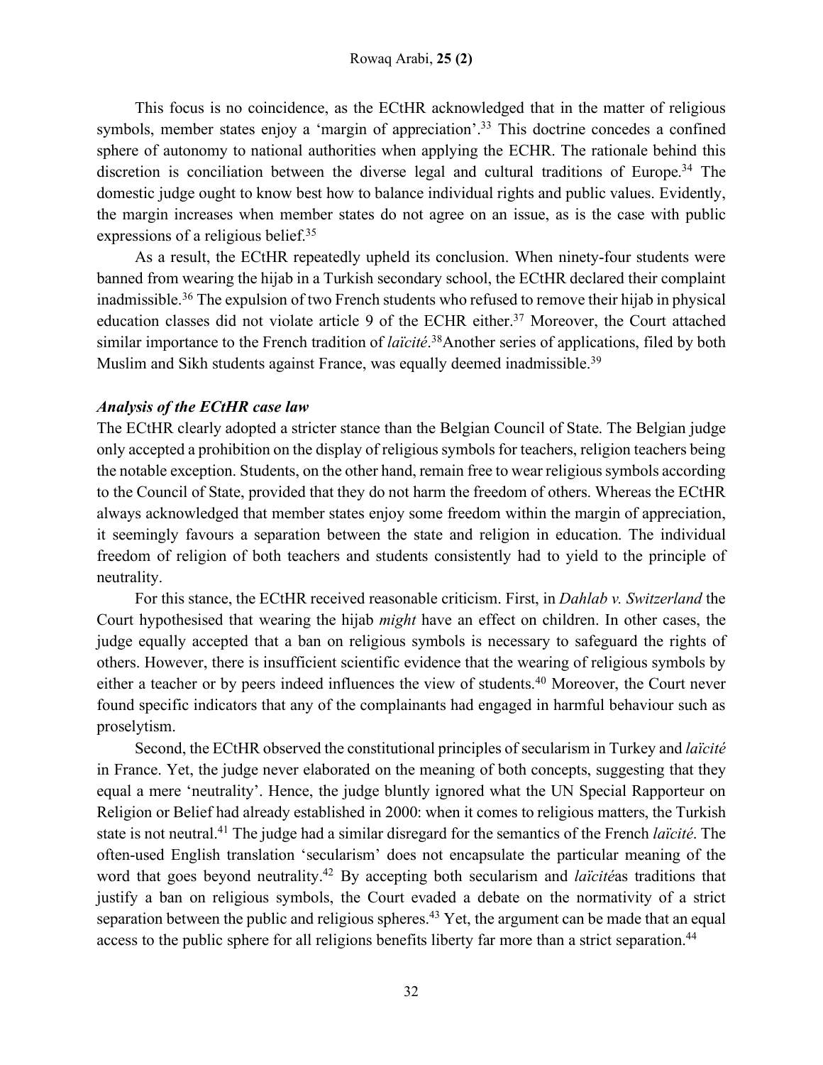This focus is no coincidence, as the ECtHR acknowledged that in the matter of religious symbols, member states enjoy a 'margin of appreciation'.[33] This doctrine concedes a confined sphere of autonomy to national authorities when applying the ECHR. The rationale behind this discretion is conciliation between the diverse legal and cultural traditions of Europe.[34] The domestic judge ought to know best how to balance individual rights and public values. Evidently, the margin increases when member states do not agree on an issue, as is the case with public expressions of a religious belief.[35]

As a result, the ECtHR repeatedly upheld its conclusion. When ninety-four students were banned from wearing the hijab in a Turkish secondary school, the ECtHR declared their complaint inadmissible.[36] The expulsion of two French students who refused to remove their hijab in physical education classes did not violate article 9 of the ECHR either.[37] Moreover, the Court attached similar importance to the French tradition of *laïcité*.[38]Another series of applications, filed by both Muslim and Sikh students against France, was equally deemed inadmissible.[39]

### *Analysis of the ECtHR case law*

The ECtHR clearly adopted a stricter stance than the Belgian Council of State. The Belgian judge only accepted a prohibition on the display of religious symbols for teachers, religion teachers being the notable exception. Students, on the other hand, remain free to wear religious symbols according to the Council of State, provided that they do not harm the freedom of others. Whereas the ECtHR always acknowledged that member states enjoy some freedom within the margin of appreciation, it seemingly favours a separation between the state and religion in education. The individual freedom of religion of both teachers and students consistently had to yield to the principle of neutrality.

For this stance, the ECtHR received reasonable criticism. First, in *Dahlab v. Switzerland* the Court hypothesised that wearing the hijab *might* have an effect on children. In other cases, the judge equally accepted that a ban on religious symbols is necessary to safeguard the rights of others. However, there is insufficient scientific evidence that the wearing of religious symbols by either a teacher or by peers indeed influences the view of students.[40] Moreover, the Court never found specific indicators that any of the complainants had engaged in harmful behaviour such as proselytism.

Second, the ECtHR observed the constitutional principles of secularism in Turkey and *laïcité* in France. Yet, the judge never elaborated on the meaning of both concepts, suggesting that they equal a mere 'neutrality'. Hence, the judge bluntly ignored what the UN Special Rapporteur on Religion or Belief had already established in 2000: when it comes to religious matters, the Turkish state is not neutral.[41] The judge had a similar disregard for the semantics of the French *laïcité*. The often-used English translation 'secularism' does not encapsulate the particular meaning of the word that goes beyond neutrality.[42] By accepting both secularism and *laïcité*as traditions that justify a ban on religious symbols, the Court evaded a debate on the normativity of a strict separation between the public and religious spheres.[43] Yet, the argument can be made that an equal access to the public sphere for all religions benefits liberty far more than a strict separation.[44]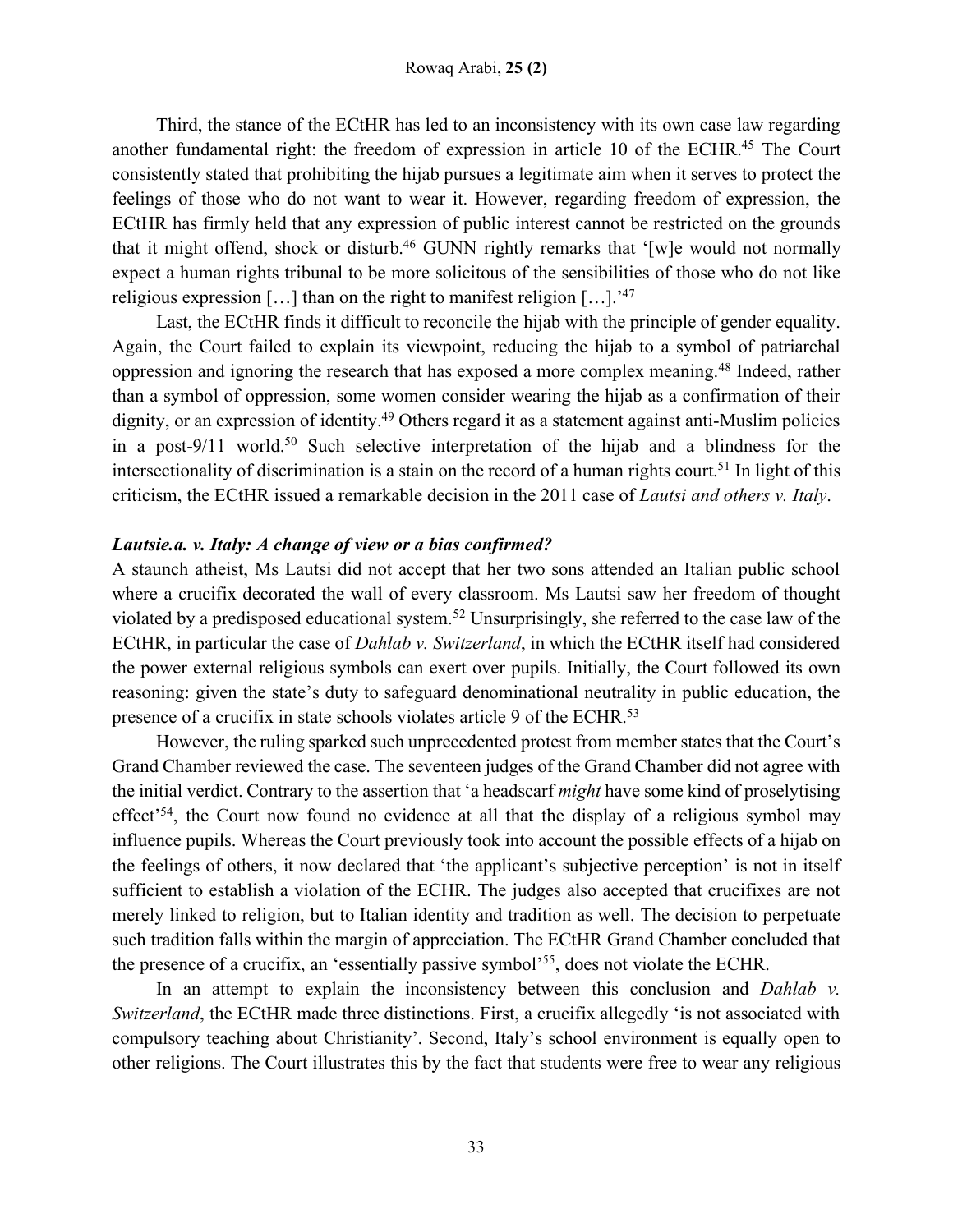Third, the stance of the ECtHR has led to an inconsistency with its own case law regarding another fundamental right: the freedom of expression in article 10 of the ECHR.[45] The Court consistently stated that prohibiting the hijab pursues a legitimate aim when it serves to protect the feelings of those who do not want to wear it. However, regarding freedom of expression, the ECtHR has firmly held that any expression of public interest cannot be restricted on the grounds that it might offend, shock or disturb.[46] GUNN rightly remarks that '[w]e would not normally expect a human rights tribunal to be more solicitous of the sensibilities of those who do not like religious expression […] than on the right to manifest religion […].'[47]

Last, the ECtHR finds it difficult to reconcile the hijab with the principle of gender equality. Again, the Court failed to explain its viewpoint, reducing the hijab to a symbol of patriarchal oppression and ignoring the research that has exposed a more complex meaning.[48] Indeed, rather than a symbol of oppression, some women consider wearing the hijab as a confirmation of their dignity, or an expression of identity.[49] Others regard it as a statement against anti-Muslim policies in a post-9/11 world.[50] Such selective interpretation of the hijab and a blindness for the intersectionality of discrimination is a stain on the record of a human rights court.[51] In light of this criticism, the ECtHR issued a remarkable decision in the 2011 case of *Lautsi and others v. Italy*.

### *Lautsie.a. v. Italy: A change of view or a bias confirmed?*

A staunch atheist, Ms Lautsi did not accept that her two sons attended an Italian public school where a crucifix decorated the wall of every classroom. Ms Lautsi saw her freedom of thought violated by a predisposed educational system.[52] Unsurprisingly, she referred to the case law of the ECtHR, in particular the case of *Dahlab v. Switzerland*, in which the ECtHR itself had considered the power external religious symbols can exert over pupils. Initially, the Court followed its own reasoning: given the state's duty to safeguard denominational neutrality in public education, the presence of a crucifix in state schools violates article 9 of the ECHR.[53]

However, the ruling sparked such unprecedented protest from member states that the Court's Grand Chamber reviewed the case. The seventeen judges of the Grand Chamber did not agree with the initial verdict. Contrary to the assertion that 'a headscarf *might* have some kind of proselytising effect'[54], the Court now found no evidence at all that the display of a religious symbol may influence pupils. Whereas the Court previously took into account the possible effects of a hijab on the feelings of others, it now declared that 'the applicant's subjective perception' is not in itself sufficient to establish a violation of the ECHR. The judges also accepted that crucifixes are not merely linked to religion, but to Italian identity and tradition as well. The decision to perpetuate such tradition falls within the margin of appreciation. The ECtHR Grand Chamber concluded that the presence of a crucifix, an 'essentially passive symbol'[55], does not violate the ECHR.

In an attempt to explain the inconsistency between this conclusion and *Dahlab v. Switzerland*, the ECtHR made three distinctions. First, a crucifix allegedly 'is not associated with compulsory teaching about Christianity'. Second, Italy's school environment is equally open to other religions. The Court illustrates this by the fact that students were free to wear any religious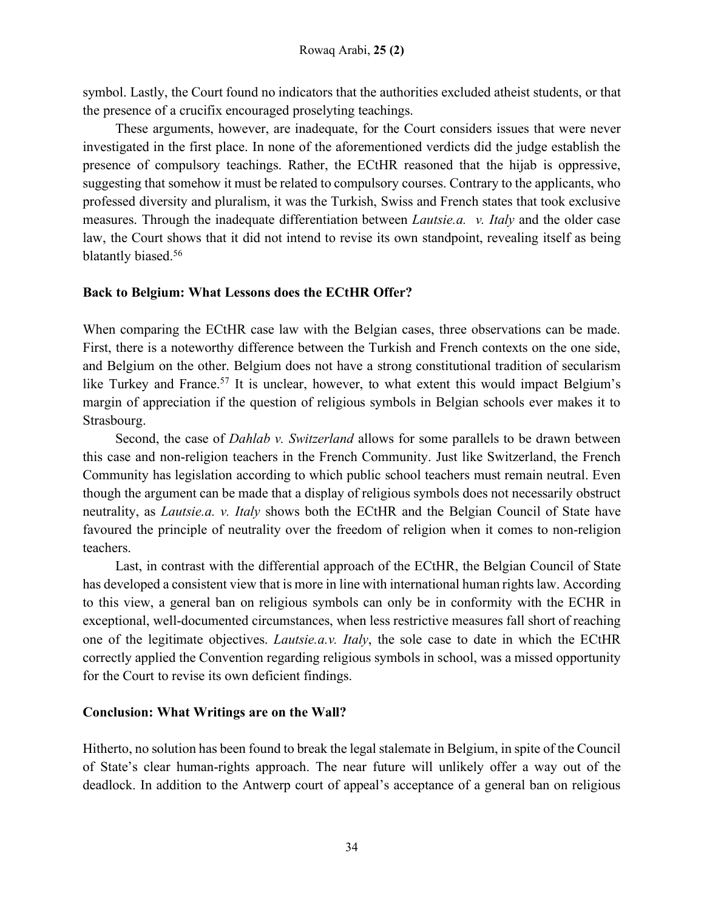symbol. Lastly, the Court found no indicators that the authorities excluded atheist students, or that the presence of a crucifix encouraged proselyting teachings.

These arguments, however, are inadequate, for the Court considers issues that were never investigated in the first place. In none of the aforementioned verdicts did the judge establish the presence of compulsory teachings. Rather, the ECtHR reasoned that the hijab is oppressive, suggesting that somehow it must be related to compulsory courses. Contrary to the applicants, who professed diversity and pluralism, it was the Turkish, Swiss and French states that took exclusive measures. Through the inadequate differentiation between *Lautsie.a. v. Italy* and the older case law, the Court shows that it did not intend to revise its own standpoint, revealing itself as being blatantly biased.[56]

### Back to Belgium: What Lessons does the ECtHR Offer?

When comparing the ECtHR case law with the Belgian cases, three observations can be made. First, there is a noteworthy difference between the Turkish and French contexts on the one side, and Belgium on the other. Belgium does not have a strong constitutional tradition of secularism like Turkey and France.[57] It is unclear, however, to what extent this would impact Belgium's margin of appreciation if the question of religious symbols in Belgian schools ever makes it to Strasbourg.

Second, the case of *Dahlab v. Switzerland* allows for some parallels to be drawn between this case and non-religion teachers in the French Community. Just like Switzerland, the French Community has legislation according to which public school teachers must remain neutral. Even though the argument can be made that a display of religious symbols does not necessarily obstruct neutrality, as *Lautsie.a. v. Italy* shows both the ECtHR and the Belgian Council of State have favoured the principle of neutrality over the freedom of religion when it comes to non-religion teachers.

Last, in contrast with the differential approach of the ECtHR, the Belgian Council of State has developed a consistent view that is more in line with international human rights law. According to this view, a general ban on religious symbols can only be in conformity with the ECHR in exceptional, well-documented circumstances, when less restrictive measures fall short of reaching one of the legitimate objectives. *Lautsie.a.v. Italy*, the sole case to date in which the ECtHR correctly applied the Convention regarding religious symbols in school, was a missed opportunity for the Court to revise its own deficient findings.

### Conclusion: What Writings are on the Wall?

Hitherto, no solution has been found to break the legal stalemate in Belgium, in spite of the Council of State's clear human-rights approach. The near future will unlikely offer a way out of the deadlock. In addition to the Antwerp court of appeal's acceptance of a general ban on religious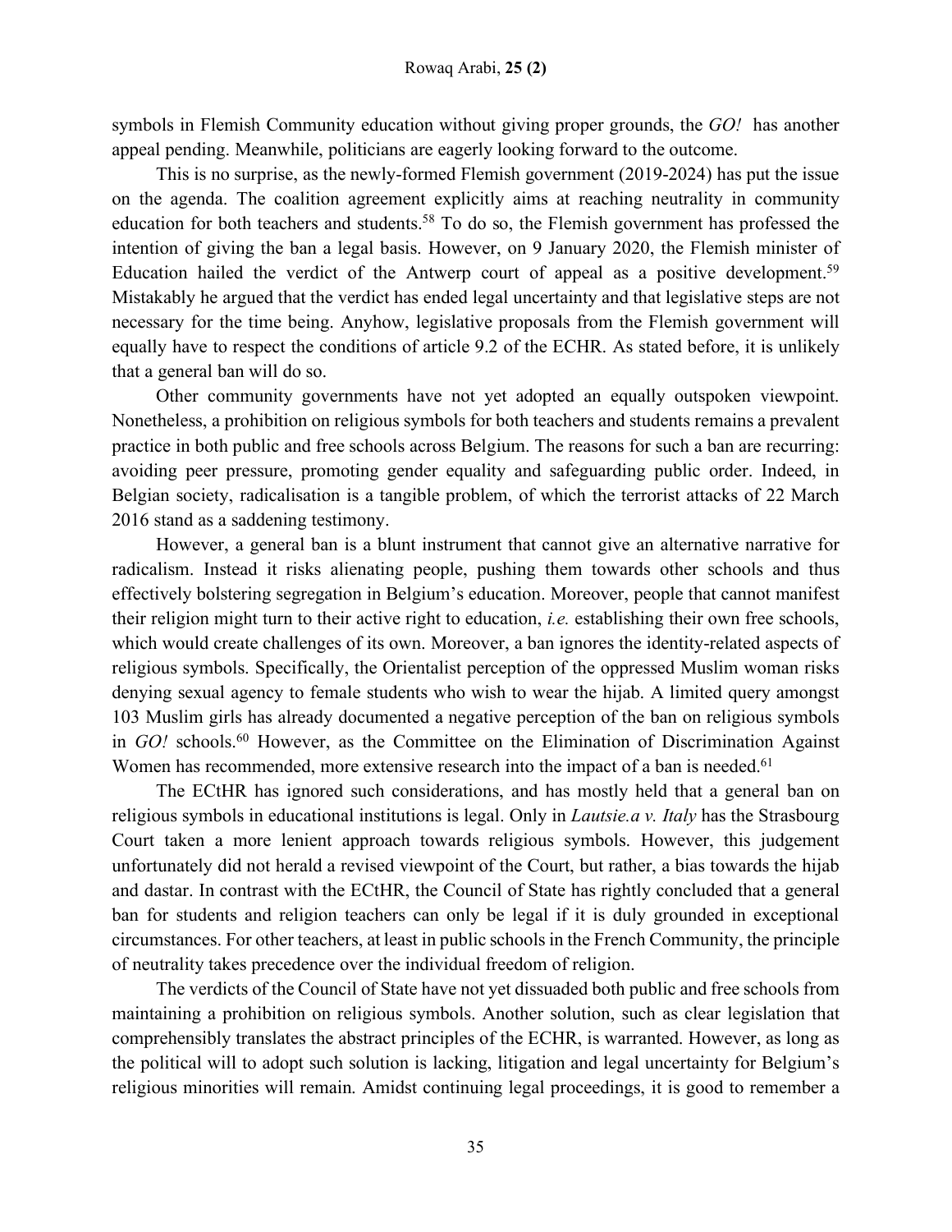symbols in Flemish Community education without giving proper grounds, the *GO!* has another appeal pending. Meanwhile, politicians are eagerly looking forward to the outcome.

This is no surprise, as the newly-formed Flemish government (2019-2024) has put the issue on the agenda. The coalition agreement explicitly aims at reaching neutrality in community education for both teachers and students.[58] To do so, the Flemish government has professed the intention of giving the ban a legal basis. However, on 9 January 2020, the Flemish minister of Education hailed the verdict of the Antwerp court of appeal as a positive development.[59] Mistakably he argued that the verdict has ended legal uncertainty and that legislative steps are not necessary for the time being. Anyhow, legislative proposals from the Flemish government will equally have to respect the conditions of article 9.2 of the ECHR. As stated before, it is unlikely that a general ban will do so.

Other community governments have not yet adopted an equally outspoken viewpoint. Nonetheless, a prohibition on religious symbols for both teachers and students remains a prevalent practice in both public and free schools across Belgium. The reasons for such a ban are recurring: avoiding peer pressure, promoting gender equality and safeguarding public order. Indeed, in Belgian society, radicalisation is a tangible problem, of which the terrorist attacks of 22 March 2016 stand as a saddening testimony.

However, a general ban is a blunt instrument that cannot give an alternative narrative for radicalism. Instead it risks alienating people, pushing them towards other schools and thus effectively bolstering segregation in Belgium's education. Moreover, people that cannot manifest their religion might turn to their active right to education, *i.e.* establishing their own free schools, which would create challenges of its own. Moreover, a ban ignores the identity-related aspects of religious symbols. Specifically, the Orientalist perception of the oppressed Muslim woman risks denying sexual agency to female students who wish to wear the hijab. A limited query amongst 103 Muslim girls has already documented a negative perception of the ban on religious symbols in *GO!* schools.[60] However, as the Committee on the Elimination of Discrimination Against Women has recommended, more extensive research into the impact of a ban is needed.[61]

The ECtHR has ignored such considerations, and has mostly held that a general ban on religious symbols in educational institutions is legal. Only in *Lautsie.a v. Italy* has the Strasbourg Court taken a more lenient approach towards religious symbols. However, this judgement unfortunately did not herald a revised viewpoint of the Court, but rather, a bias towards the hijab and dastar. In contrast with the ECtHR, the Council of State has rightly concluded that a general ban for students and religion teachers can only be legal if it is duly grounded in exceptional circumstances. For other teachers, at least in public schools in the French Community, the principle of neutrality takes precedence over the individual freedom of religion.

The verdicts of the Council of State have not yet dissuaded both public and free schools from maintaining a prohibition on religious symbols. Another solution, such as clear legislation that comprehensibly translates the abstract principles of the ECHR, is warranted. However, as long as the political will to adopt such solution is lacking, litigation and legal uncertainty for Belgium's religious minorities will remain. Amidst continuing legal proceedings, it is good to remember a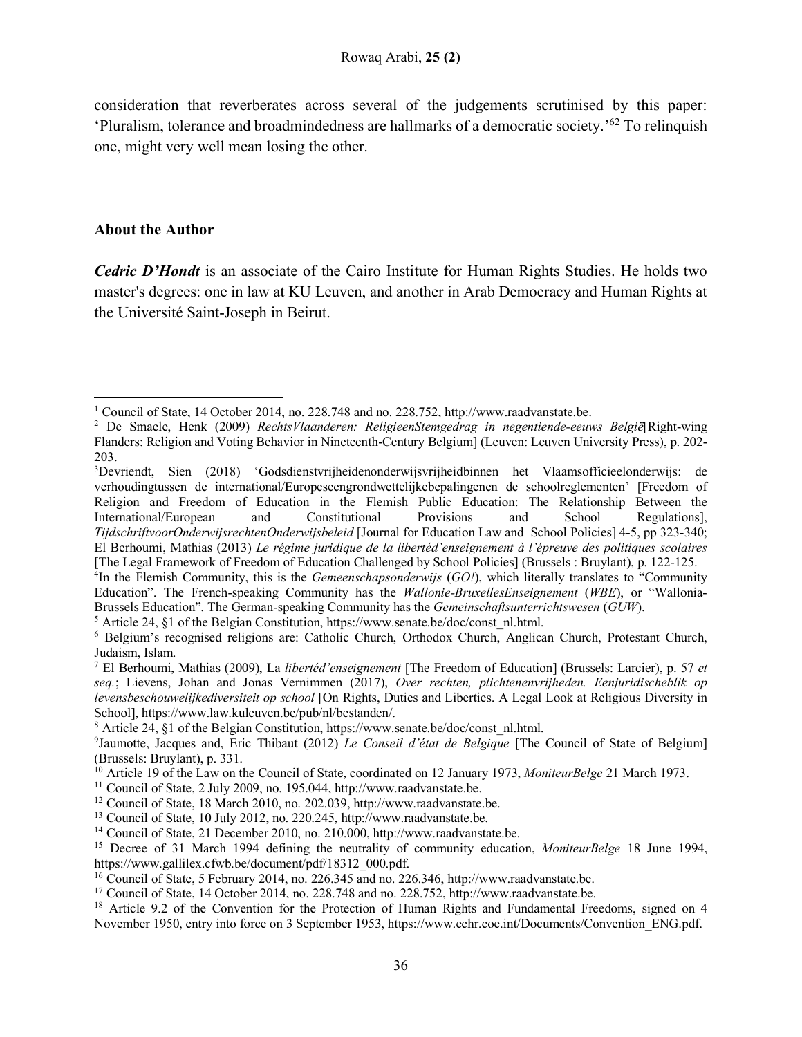consideration that reverberates across several of the judgements scrutinised by this paper: 'Pluralism, tolerance and broadmindedness are hallmarks of a democratic society.'[62] To relinquish one, might very well mean losing the other.

**About the Author**

***Cedric D'Hondt*** is an associate of the Cairo Institute for Human Rights Studies. He holds two master's degrees: one in law at KU Leuven, and another in Arab Democracy and Human Rights at the Université Saint-Joseph in Beirut.

---

[1] Council of State, 14 October 2014, no. 228.748 and no. 228.752, http://www.raadvanstate.be.

[2] De Smaele, Henk (2009) *RechtsVlaanderen: ReligieenStemgedrag in negentiende-eeuws België*[Right-wing Flanders: Religion and Voting Behavior in Nineteenth-Century Belgium] (Leuven: Leuven University Press), p. 202-203.

[3]Devriendt, Sien (2018) 'Godsdienstvrijheidenonderwijsvrijheidbinnen het Vlaamsofficieelonderwijs: de verhoudingtussen de international/Europeseengrondwettelijkebepalingenen de schoolreglementen' [Freedom of Religion and Freedom of Education in the Flemish Public Education: The Relationship Between the International/European and Constitutional Provisions and School Regulations], *TijdschriftvoorOnderwijsrechtenOnderwijsbeleid* [Journal for Education Law and School Policies] 4-5, pp 323-340; El Berhoumi, Mathias (2013) *Le régime juridique de la libertéd'enseignement à l'épreuve des politiques scolaires* [The Legal Framework of Freedom of Education Challenged by School Policies] (Brussels : Bruylant), p. 122-125.

[4]In the Flemish Community, this is the *Gemeenschapsonderwijs* (*GO!*), which literally translates to "Community Education". The French-speaking Community has the *Wallonie-BruxellesEnseignement* (*WBE*), or "Wallonia-Brussels Education". The German-speaking Community has the *Gemeinschaftsunterrichtswesen* (*GUW*).

[5] Article 24, §1 of the Belgian Constitution, https://www.senate.be/doc/const_nl.html.

[6] Belgium's recognised religions are: Catholic Church, Orthodox Church, Anglican Church, Protestant Church, Judaism, Islam.

[7] El Berhoumi, Mathias (2009), La *libertéd'enseignement* [The Freedom of Education] (Brussels: Larcier), p. 57 *et seq.*; Lievens, Johan and Jonas Vernimmen (2017), *Over rechten, plichtenenvrijheden. Eenjuridischeblik op levensbeschouwelijkediversiteit op school* [On Rights, Duties and Liberties. A Legal Look at Religious Diversity in School], https://www.law.kuleuven.be/pub/nl/bestanden/.

[8] Article 24, §1 of the Belgian Constitution, https://www.senate.be/doc/const_nl.html.

[9]Jaumotte, Jacques and, Eric Thibaut (2012) *Le Conseil d'état de Belgique* [The Council of State of Belgium] (Brussels: Bruylant), p. 331.

[10] Article 19 of the Law on the Council of State, coordinated on 12 January 1973, *MoniteurBelge* 21 March 1973.

[11] Council of State, 2 July 2009, no. 195.044, http://www.raadvanstate.be.

[12] Council of State, 18 March 2010, no. 202.039, http://www.raadvanstate.be.

[13] Council of State, 10 July 2012, no. 220.245, http://www.raadvanstate.be.

[14] Council of State, 21 December 2010, no. 210.000, http://www.raadvanstate.be.

[15] Decree of 31 March 1994 defining the neutrality of community education, *MoniteurBelge* 18 June 1994, https://www.gallilex.cfwb.be/document/pdf/18312_000.pdf.

[16] Council of State, 5 February 2014, no. 226.345 and no. 226.346, http://www.raadvanstate.be.

[17] Council of State, 14 October 2014, no. 228.748 and no. 228.752, http://www.raadvanstate.be.

[18] Article 9.2 of the Convention for the Protection of Human Rights and Fundamental Freedoms, signed on 4 November 1950, entry into force on 3 September 1953, https://www.echr.coe.int/Documents/Convention_ENG.pdf.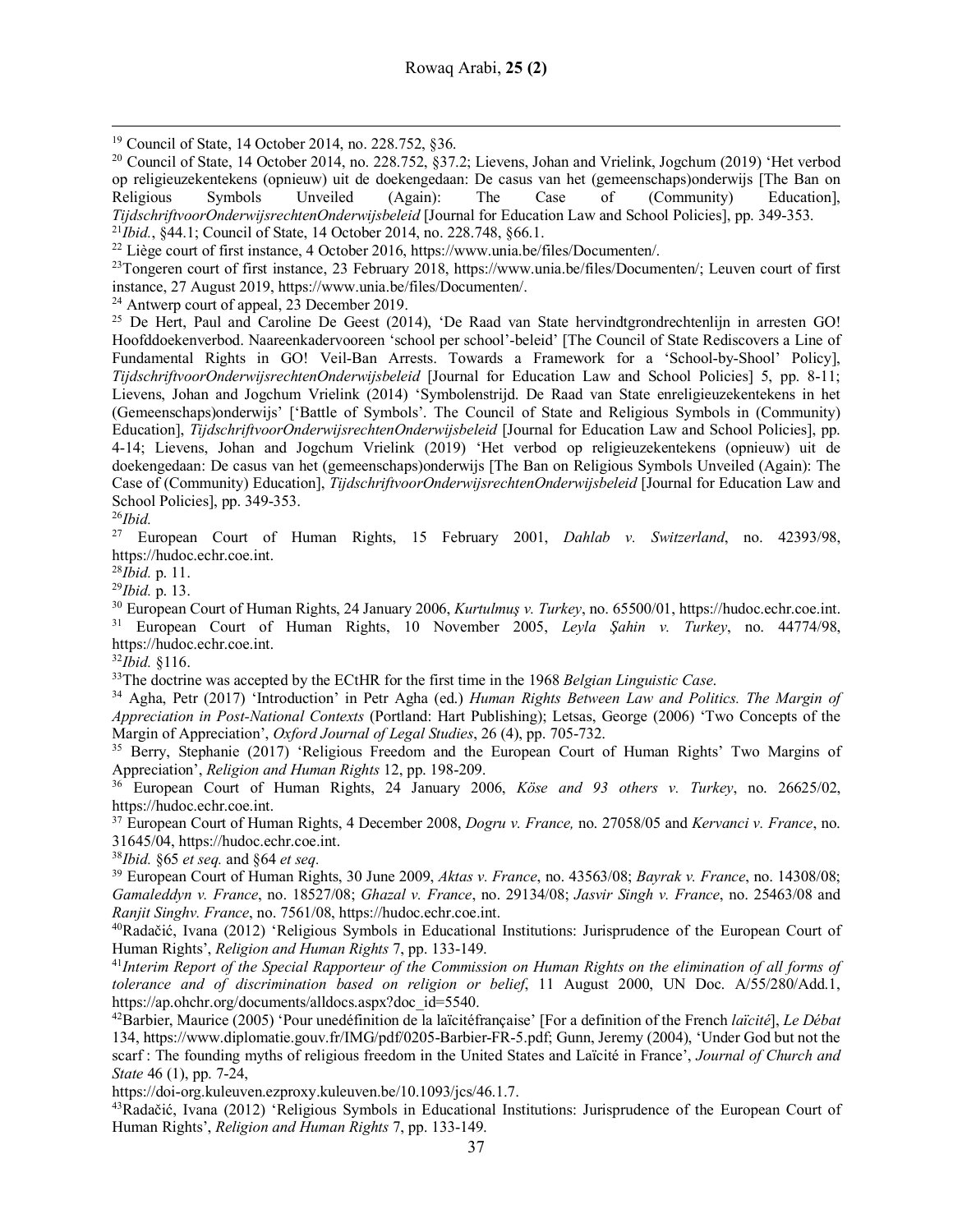[19] Council of State, 14 October 2014, no. 228.752, §36.

[20] Council of State, 14 October 2014, no. 228.752, §37.2; Lievens, Johan and Vrielink, Jogchum (2019) 'Het verbod op religieuzekentekens (opnieuw) uit de doekengedaan: De casus van het (gemeenschaps)onderwijs [The Ban on Religious Symbols Unveiled (Again): The Case of (Community) Education], *TijdschriftvoorOnderwijsrechtenOnderwijsbeleid* [Journal for Education Law and School Policies], pp. 349-353.

[21] *Ibid.*, §44.1; Council of State, 14 October 2014, no. 228.748, §66.1.

[22] Liège court of first instance, 4 October 2016, https://www.unia.be/files/Documenten/.

[23] Tongeren court of first instance, 23 February 2018, https://www.unia.be/files/Documenten/; Leuven court of first instance, 27 August 2019, https://www.unia.be/files/Documenten/.

[24] Antwerp court of appeal, 23 December 2019.

[25] De Hert, Paul and Caroline De Geest (2014), 'De Raad van State hervindtgrondrechtenlijn in arresten GO! Hoofddoekenverbod. Naareenkadervooreen 'school per school'-beleid' [The Council of State Rediscovers a Line of Fundamental Rights in GO! Veil-Ban Arrests. Towards a Framework for a 'School-by-Shool' Policy], *TijdschriftvoorOnderwijsrechtenOnderwijsbeleid* [Journal for Education Law and School Policies] 5, pp. 8-11; Lievens, Johan and Jogchum Vrielink (2014) 'Symbolenstrijd. De Raad van State enreligieuzekentekens in het (Gemeenschaps)onderwijs' ['Battle of Symbols'. The Council of State and Religious Symbols in (Community) Education], *TijdschriftvoorOnderwijsrechtenOnderwijsbeleid* [Journal for Education Law and School Policies], pp. 4-14; Lievens, Johan and Jogchum Vrielink (2019) 'Het verbod op religieuzekentekens (opnieuw) uit de doekengedaan: De casus van het (gemeenschaps)onderwijs [The Ban on Religious Symbols Unveiled (Again): The Case of (Community) Education], *TijdschriftvoorOnderwijsrechtenOnderwijsbeleid* [Journal for Education Law and School Policies], pp. 349-353.

[26] *Ibid.*

[27] European Court of Human Rights, 15 February 2001, *Dahlab v. Switzerland*, no. 42393/98, https://hudoc.echr.coe.int.

[28] *Ibid.* p. 11.

[29] *Ibid.* p. 13.

[30] European Court of Human Rights, 24 January 2006, *Kurtulmuş v. Turkey*, no. 65500/01, https://hudoc.echr.coe.int.

[31] European Court of Human Rights, 10 November 2005, *Leyla Şahin v. Turkey*, no. 44774/98, https://hudoc.echr.coe.int.

[32] *Ibid.* §116.

[33] The doctrine was accepted by the ECtHR for the first time in the 1968 *Belgian Linguistic Case*.

[34] Agha, Petr (2017) 'Introduction' in Petr Agha (ed.) *Human Rights Between Law and Politics. The Margin of Appreciation in Post-National Contexts* (Portland: Hart Publishing); Letsas, George (2006) 'Two Concepts of the Margin of Appreciation', *Oxford Journal of Legal Studies*, 26 (4), pp. 705-732.

[35] Berry, Stephanie (2017) 'Religious Freedom and the European Court of Human Rights' Two Margins of Appreciation', *Religion and Human Rights* 12, pp. 198-209.

[36] European Court of Human Rights, 24 January 2006, *Köse and 93 others v. Turkey*, no. 26625/02, https://hudoc.echr.coe.int.

[37] European Court of Human Rights, 4 December 2008, *Dogru v. France,* no. 27058/05 and *Kervanci v. France*, no. 31645/04, https://hudoc.echr.coe.int.

[38] *Ibid.* §65 *et seq.* and §64 *et seq.*

[39] European Court of Human Rights, 30 June 2009, *Aktas v. France*, no. 43563/08; *Bayrak v. France*, no. 14308/08; *Gamaleddyn v. France*, no. 18527/08; *Ghazal v. France*, no. 29134/08; *Jasvir Singh v. France*, no. 25463/08 and *Ranjit Singhv. France*, no. 7561/08, https://hudoc.echr.coe.int.

[40] Radačić, Ivana (2012) 'Religious Symbols in Educational Institutions: Jurisprudence of the European Court of Human Rights', *Religion and Human Rights* 7, pp. 133-149.

[41] *Interim Report of the Special Rapporteur of the Commission on Human Rights on the elimination of all forms of tolerance and of discrimination based on religion or belief*, 11 August 2000, UN Doc. A/55/280/Add.1, https://ap.ohchr.org/documents/alldocs.aspx?doc_id=5540.

[42] Barbier, Maurice (2005) 'Pour unedéfinition de la laïcitéfrançaise' [For a definition of the French *laïcité*], *Le Débat* 134, https://www.diplomatie.gouv.fr/IMG/pdf/0205-Barbier-FR-5.pdf; Gunn, Jeremy (2004), 'Under God but not the scarf : The founding myths of religious freedom in the United States and Laïcité in France', *Journal of Church and State* 46 (1), pp. 7-24,
https://doi-org.kuleuven.ezproxy.kuleuven.be/10.1093/jcs/46.1.7.

[43] Radačić, Ivana (2012) 'Religious Symbols in Educational Institutions: Jurisprudence of the European Court of Human Rights', *Religion and Human Rights* 7, pp. 133-149.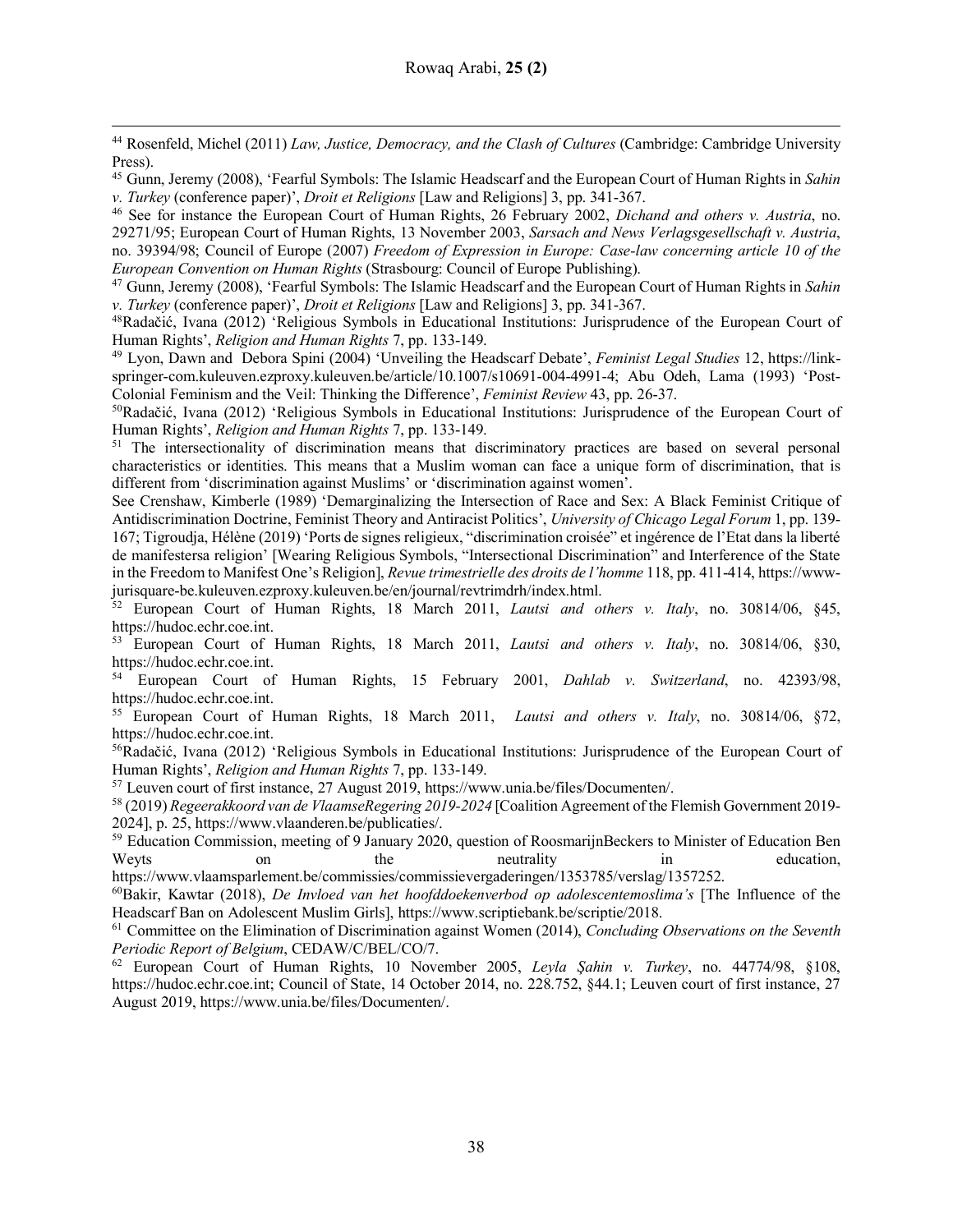[44] Rosenfeld, Michel (2011) *Law, Justice, Democracy, and the Clash of Cultures* (Cambridge: Cambridge University Press).

[45] Gunn, Jeremy (2008), 'Fearful Symbols: The Islamic Headscarf and the European Court of Human Rights in *Sahin v. Turkey* (conference paper)', *Droit et Religions* [Law and Religions] 3, pp. 341-367.

[46] See for instance the European Court of Human Rights, 26 February 2002, *Dichand and others v. Austria*, no. 29271/95; European Court of Human Rights, 13 November 2003, *Sarsach and News Verlagsgesellschaft v. Austria*, no. 39394/98; Council of Europe (2007) *Freedom of Expression in Europe: Case-law concerning article 10 of the European Convention on Human Rights* (Strasbourg: Council of Europe Publishing).

[47] Gunn, Jeremy (2008), 'Fearful Symbols: The Islamic Headscarf and the European Court of Human Rights in *Sahin v. Turkey* (conference paper)', *Droit et Religions* [Law and Religions] 3, pp. 341-367.

[48] Radačić, Ivana (2012) 'Religious Symbols in Educational Institutions: Jurisprudence of the European Court of Human Rights', *Religion and Human Rights* 7, pp. 133-149.

[49] Lyon, Dawn and Debora Spini (2004) 'Unveiling the Headscarf Debate', *Feminist Legal Studies* 12, https://link-springer-com.kuleuven.ezproxy.kuleuven.be/article/10.1007/s10691-004-4991-4; Abu Odeh, Lama (1993) 'Post-Colonial Feminism and the Veil: Thinking the Difference', *Feminist Review* 43, pp. 26-37.

[50] Radačić, Ivana (2012) 'Religious Symbols in Educational Institutions: Jurisprudence of the European Court of Human Rights', *Religion and Human Rights* 7, pp. 133-149.

[51] The intersectionality of discrimination means that discriminatory practices are based on several personal characteristics or identities. This means that a Muslim woman can face a unique form of discrimination, that is different from 'discrimination against Muslims' or 'discrimination against women'.

See Crenshaw, Kimberle (1989) 'Demarginalizing the Intersection of Race and Sex: A Black Feminist Critique of Antidiscrimination Doctrine, Feminist Theory and Antiracist Politics', *University of Chicago Legal Forum* 1, pp. 139-167; Tigroudja, Hélène (2019) 'Ports de signes religieux, "discrimination croisée" et ingérence de l'Etat dans la liberté de manifestersa religion' [Wearing Religious Symbols, "Intersectional Discrimination" and Interference of the State in the Freedom to Manifest One's Religion], *Revue trimestrielle des droits de l'homme* 118, pp. 411-414, https://www-jurisquare-be.kuleuven.ezproxy.kuleuven.be/en/journal/revtrimdrh/index.html.

[52] European Court of Human Rights, 18 March 2011, *Lautsi and others v. Italy*, no. 30814/06, §45, https://hudoc.echr.coe.int.

[53] European Court of Human Rights, 18 March 2011, *Lautsi and others v. Italy*, no. 30814/06, §30, https://hudoc.echr.coe.int.

[54] European Court of Human Rights, 15 February 2001, *Dahlab v. Switzerland*, no. 42393/98, https://hudoc.echr.coe.int.

[55] European Court of Human Rights, 18 March 2011, *Lautsi and others v. Italy*, no. 30814/06, §72, https://hudoc.echr.coe.int.

[56] Radačić, Ivana (2012) 'Religious Symbols in Educational Institutions: Jurisprudence of the European Court of Human Rights', *Religion and Human Rights* 7, pp. 133-149.

[57] Leuven court of first instance, 27 August 2019, https://www.unia.be/files/Documenten/.

[58] (2019) *Regeerakkoord van de VlaamseRegering 2019-2024* [Coalition Agreement of the Flemish Government 2019-2024], p. 25, https://www.vlaanderen.be/publicaties/.

[59] Education Commission, meeting of 9 January 2020, question of RoosmarijnBeckers to Minister of Education Ben Weyts on the neutrality in education, https://www.vlaamsparlement.be/commissies/commissievergaderingen/1353785/verslag/1357252.

[60] Bakir, Kawtar (2018), *De Invloed van het hoofddoekenverbod op adolescentemoslima's* [The Influence of the Headscarf Ban on Adolescent Muslim Girls], https://www.scriptiebank.be/scriptie/2018.

[61] Committee on the Elimination of Discrimination against Women (2014), *Concluding Observations on the Seventh Periodic Report of Belgium*, CEDAW/C/BEL/CO/7.

[62] European Court of Human Rights, 10 November 2005, *Leyla Şahin v. Turkey*, no. 44774/98, §108, https://hudoc.echr.coe.int; Council of State, 14 October 2014, no. 228.752, §44.1; Leuven court of first instance, 27 August 2019, https://www.unia.be/files/Documenten/.